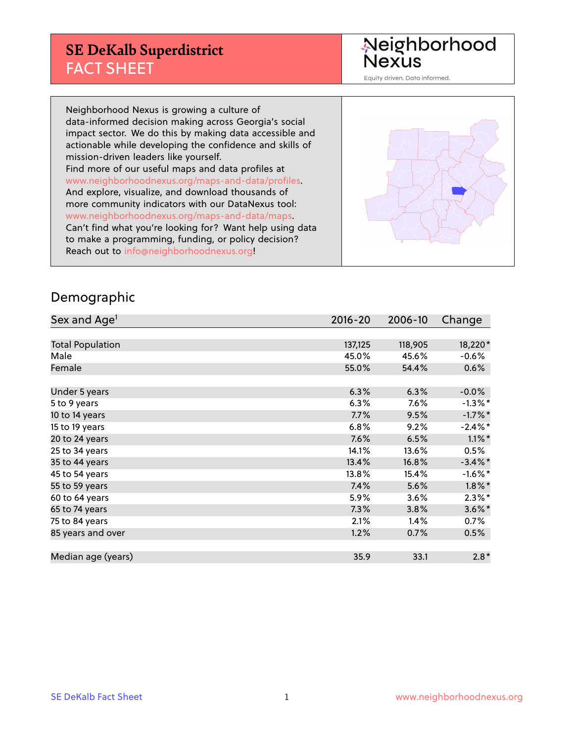# SE DeKalb Superdistrict
## FACT SHEET

Neighborhood Nexus

Equity driven. Data informed.

Neighborhood Nexus is growing a culture of data-informed decision making across Georgia's social impact sector. We do this by making data accessible and actionable while developing the confidence and skills of mission-driven leaders like yourself.
Find more of our useful maps and data profiles at www.neighborhoodnexus.org/maps-and-data/profiles.
And explore, visualize, and download thousands of more community indicators with our DataNexus tool: www.neighborhoodnexus.org/maps-and-data/maps.
Can't find what you're looking for? Want help using data to make a programming, funding, or policy decision?
Reach out to info@neighborhoodnexus.org!

## Demographic

| Sex and Age[1] | 2016-20 | 2006-10 | Change |
|---|---|---|---|
| Total Population | 137,125 | 118,905 | 18,220* |
| Male | 45.0% | 45.6% | -0.6% |
| Female | 55.0% | 54.4% | 0.6% |
| | | | |
| Under 5 years | 6.3% | 6.3% | -0.0% |
| 5 to 9 years | 6.3% | 7.6% | -1.3%* |
| 10 to 14 years | 7.7% | 9.5% | -1.7%* |
| 15 to 19 years | 6.8% | 9.2% | -2.4%* |
| 20 to 24 years | 7.6% | 6.5% | 1.1%* |
| 25 to 34 years | 14.1% | 13.6% | 0.5% |
| 35 to 44 years | 13.4% | 16.8% | -3.4%* |
| 45 to 54 years | 13.8% | 15.4% | -1.6%* |
| 55 to 59 years | 7.4% | 5.6% | 1.8%* |
| 60 to 64 years | 5.9% | 3.6% | 2.3%* |
| 65 to 74 years | 7.3% | 3.8% | 3.6%* |
| 75 to 84 years | 2.1% | 1.4% | 0.7% |
| 85 years and over | 1.2% | 0.7% | 0.5% |
| | | | |
| Median age (years) | 35.9 | 33.1 | 2.8* |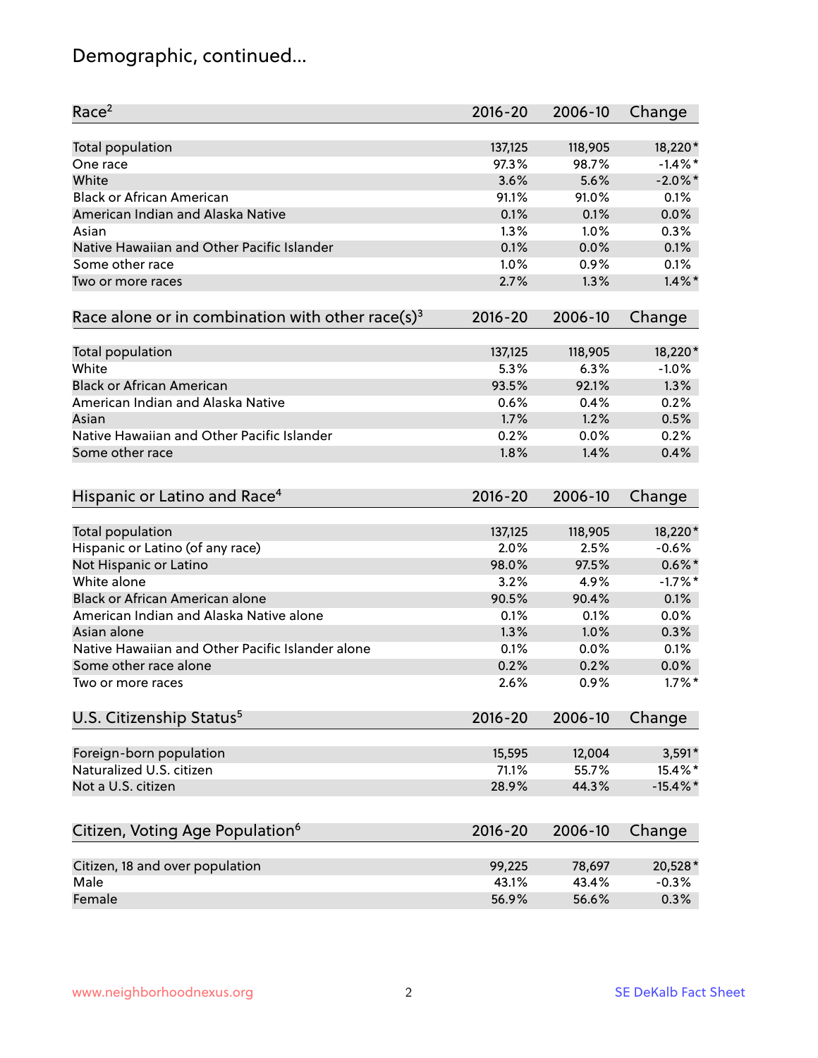# Demographic, continued...

| Race[2] | 2016-20 | 2006-10 | Change |
|---|---|---|---|
| Total population | 137,125 | 118,905 | 18,220* |
| One race | 97.3% | 98.7% | -1.4%* |
| White | 3.6% | 5.6% | -2.0%* |
| Black or African American | 91.1% | 91.0% | 0.1% |
| American Indian and Alaska Native | 0.1% | 0.1% | 0.0% |
| Asian | 1.3% | 1.0% | 0.3% |
| Native Hawaiian and Other Pacific Islander | 0.1% | 0.0% | 0.1% |
| Some other race | 1.0% | 0.9% | 0.1% |
| Two or more races | 2.7% | 1.3% | 1.4%* |

| Race alone or in combination with other race(s)[3] | 2016-20 | 2006-10 | Change |
|---|---|---|---|
| Total population | 137,125 | 118,905 | 18,220* |
| White | 5.3% | 6.3% | -1.0% |
| Black or African American | 93.5% | 92.1% | 1.3% |
| American Indian and Alaska Native | 0.6% | 0.4% | 0.2% |
| Asian | 1.7% | 1.2% | 0.5% |
| Native Hawaiian and Other Pacific Islander | 0.2% | 0.0% | 0.2% |
| Some other race | 1.8% | 1.4% | 0.4% |

| Hispanic or Latino and Race[4] | 2016-20 | 2006-10 | Change |
|---|---|---|---|
| Total population | 137,125 | 118,905 | 18,220* |
| Hispanic or Latino (of any race) | 2.0% | 2.5% | -0.6% |
| Not Hispanic or Latino | 98.0% | 97.5% | 0.6%* |
| White alone | 3.2% | 4.9% | -1.7%* |
| Black or African American alone | 90.5% | 90.4% | 0.1% |
| American Indian and Alaska Native alone | 0.1% | 0.1% | 0.0% |
| Asian alone | 1.3% | 1.0% | 0.3% |
| Native Hawaiian and Other Pacific Islander alone | 0.1% | 0.0% | 0.1% |
| Some other race alone | 0.2% | 0.2% | 0.0% |
| Two or more races | 2.6% | 0.9% | 1.7%* |

| U.S. Citizenship Status[5] | 2016-20 | 2006-10 | Change |
|---|---|---|---|
| Foreign-born population | 15,595 | 12,004 | 3,591* |
| Naturalized U.S. citizen | 71.1% | 55.7% | 15.4%* |
| Not a U.S. citizen | 28.9% | 44.3% | -15.4%* |

| Citizen, Voting Age Population[6] | 2016-20 | 2006-10 | Change |
|---|---|---|---|
| Citizen, 18 and over population | 99,225 | 78,697 | 20,528* |
| Male | 43.1% | 43.4% | -0.3% |
| Female | 56.9% | 56.6% | 0.3% |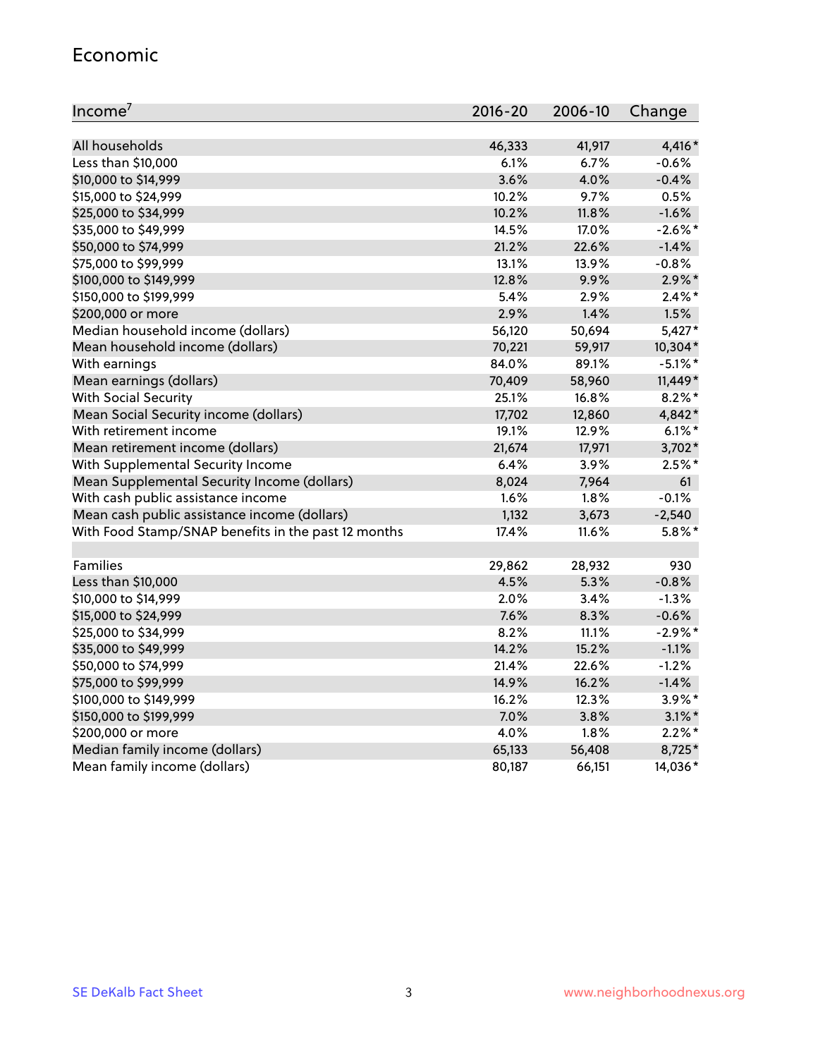## Economic

| Income[7] | 2016-20 | 2006-10 | Change |
|---|---|---|---|
| All households | 46,333 | 41,917 | 4,416* |
| Less than $10,000 | 6.1% | 6.7% | -0.6% |
| $10,000 to $14,999 | 3.6% | 4.0% | -0.4% |
| $15,000 to $24,999 | 10.2% | 9.7% | 0.5% |
| $25,000 to $34,999 | 10.2% | 11.8% | -1.6% |
| $35,000 to $49,999 | 14.5% | 17.0% | -2.6%* |
| $50,000 to $74,999 | 21.2% | 22.6% | -1.4% |
| $75,000 to $99,999 | 13.1% | 13.9% | -0.8% |
| $100,000 to $149,999 | 12.8% | 9.9% | 2.9%* |
| $150,000 to $199,999 | 5.4% | 2.9% | 2.4%* |
| $200,000 or more | 2.9% | 1.4% | 1.5% |
| Median household income (dollars) | 56,120 | 50,694 | 5,427* |
| Mean household income (dollars) | 70,221 | 59,917 | 10,304* |
| With earnings | 84.0% | 89.1% | -5.1%* |
| Mean earnings (dollars) | 70,409 | 58,960 | 11,449* |
| With Social Security | 25.1% | 16.8% | 8.2%* |
| Mean Social Security income (dollars) | 17,702 | 12,860 | 4,842* |
| With retirement income | 19.1% | 12.9% | 6.1%* |
| Mean retirement income (dollars) | 21,674 | 17,971 | 3,702* |
| With Supplemental Security Income | 6.4% | 3.9% | 2.5%* |
| Mean Supplemental Security Income (dollars) | 8,024 | 7,964 | 61 |
| With cash public assistance income | 1.6% | 1.8% | -0.1% |
| Mean cash public assistance income (dollars) | 1,132 | 3,673 | -2,540 |
| With Food Stamp/SNAP benefits in the past 12 months | 17.4% | 11.6% | 5.8%* |
| | | | |
| Families | 29,862 | 28,932 | 930 |
| Less than $10,000 | 4.5% | 5.3% | -0.8% |
| $10,000 to $14,999 | 2.0% | 3.4% | -1.3% |
| $15,000 to $24,999 | 7.6% | 8.3% | -0.6% |
| $25,000 to $34,999 | 8.2% | 11.1% | -2.9%* |
| $35,000 to $49,999 | 14.2% | 15.2% | -1.1% |
| $50,000 to $74,999 | 21.4% | 22.6% | -1.2% |
| $75,000 to $99,999 | 14.9% | 16.2% | -1.4% |
| $100,000 to $149,999 | 16.2% | 12.3% | 3.9%* |
| $150,000 to $199,999 | 7.0% | 3.8% | 3.1%* |
| $200,000 or more | 4.0% | 1.8% | 2.2%* |
| Median family income (dollars) | 65,133 | 56,408 | 8,725* |
| Mean family income (dollars) | 80,187 | 66,151 | 14,036* |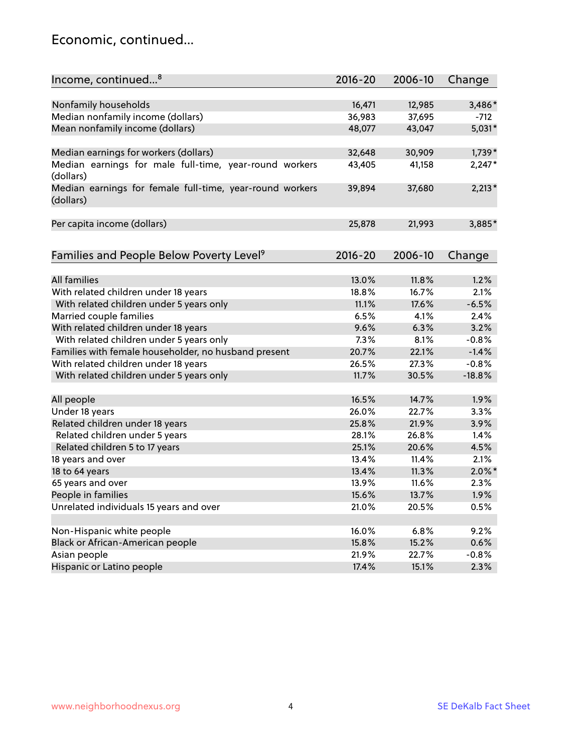# Economic, continued...

| Income, continued...[8] | 2016-20 | 2006-10 | Change |
|---|---|---|---|
| Nonfamily households | 16,471 | 12,985 | 3,486* |
| Median nonfamily income (dollars) | 36,983 | 37,695 | -712 |
| Mean nonfamily income (dollars) | 48,077 | 43,047 | 5,031* |
| Median earnings for workers (dollars) | 32,648 | 30,909 | 1,739* |
| Median earnings for male full-time, year-round workers (dollars) | 43,405 | 41,158 | 2,247* |
| Median earnings for female full-time, year-round workers (dollars) | 39,894 | 37,680 | 2,213* |
| Per capita income (dollars) | 25,878 | 21,993 | 3,885* |

| Families and People Below Poverty Level[9] | 2016-20 | 2006-10 | Change |
|---|---|---|---|
| All families | 13.0% | 11.8% | 1.2% |
| With related children under 18 years | 18.8% | 16.7% | 2.1% |
| With related children under 5 years only | 11.1% | 17.6% | -6.5% |
| Married couple families | 6.5% | 4.1% | 2.4% |
| With related children under 18 years | 9.6% | 6.3% | 3.2% |
| With related children under 5 years only | 7.3% | 8.1% | -0.8% |
| Families with female householder, no husband present | 20.7% | 22.1% | -1.4% |
| With related children under 18 years | 26.5% | 27.3% | -0.8% |
| With related children under 5 years only | 11.7% | 30.5% | -18.8% |
| All people | 16.5% | 14.7% | 1.9% |
| Under 18 years | 26.0% | 22.7% | 3.3% |
| Related children under 18 years | 25.8% | 21.9% | 3.9% |
| Related children under 5 years | 28.1% | 26.8% | 1.4% |
| Related children 5 to 17 years | 25.1% | 20.6% | 4.5% |
| 18 years and over | 13.4% | 11.4% | 2.1% |
| 18 to 64 years | 13.4% | 11.3% | 2.0%* |
| 65 years and over | 13.9% | 11.6% | 2.3% |
| People in families | 15.6% | 13.7% | 1.9% |
| Unrelated individuals 15 years and over | 21.0% | 20.5% | 0.5% |
| Non-Hispanic white people | 16.0% | 6.8% | 9.2% |
| Black or African-American people | 15.8% | 15.2% | 0.6% |
| Asian people | 21.9% | 22.7% | -0.8% |
| Hispanic or Latino people | 17.4% | 15.1% | 2.3% |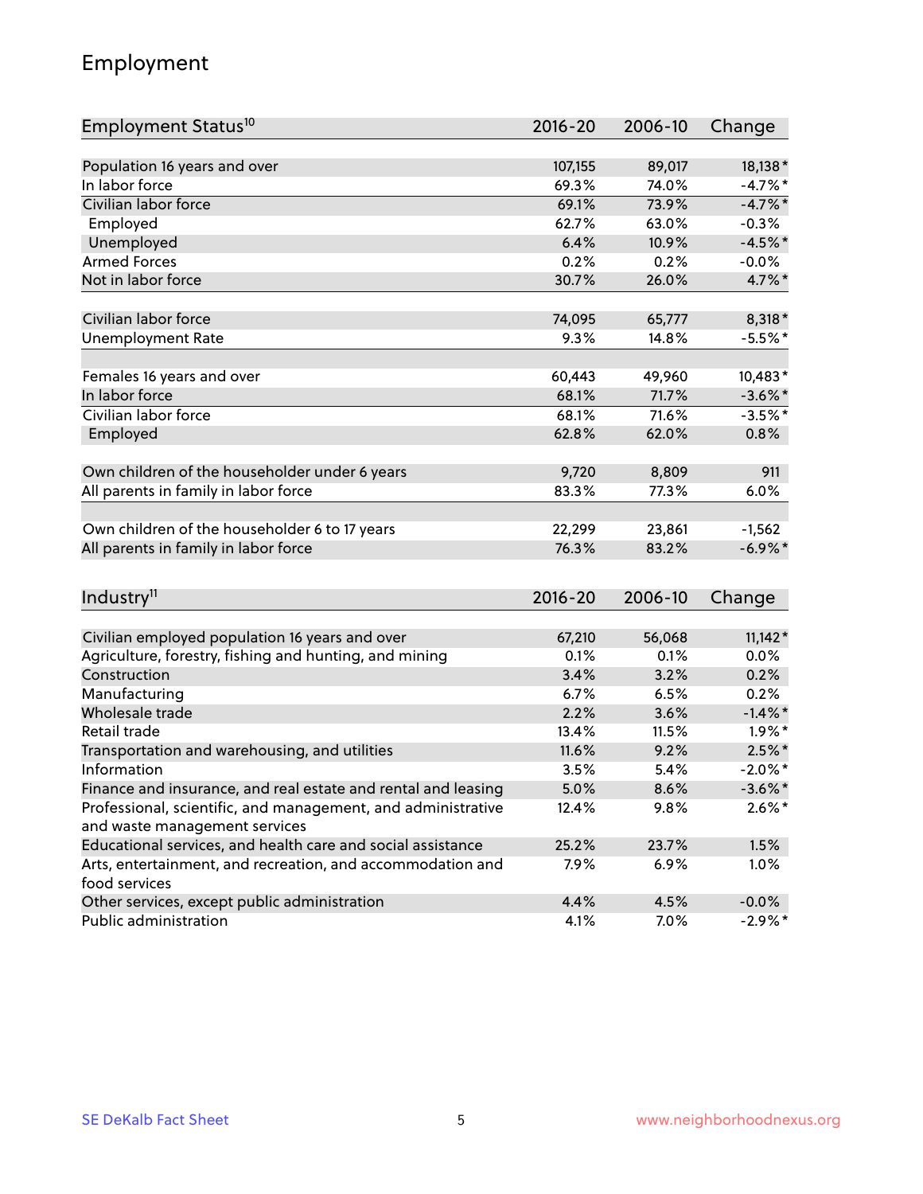# Employment

| Employment Status[10] | 2016-20 | 2006-10 | Change |
|---|---|---|---|
| Population 16 years and over | 107,155 | 89,017 | 18,138* |
| In labor force | 69.3% | 74.0% | -4.7%* |
| Civilian labor force | 69.1% | 73.9% | -4.7%* |
| Employed | 62.7% | 63.0% | -0.3% |
| Unemployed | 6.4% | 10.9% | -4.5%* |
| Armed Forces | 0.2% | 0.2% | -0.0% |
| Not in labor force | 30.7% | 26.0% | 4.7%* |
| | | | |
| Civilian labor force | 74,095 | 65,777 | 8,318* |
| Unemployment Rate | 9.3% | 14.8% | -5.5%* |
| | | | |
| Females 16 years and over | 60,443 | 49,960 | 10,483* |
| In labor force | 68.1% | 71.7% | -3.6%* |
| Civilian labor force | 68.1% | 71.6% | -3.5%* |
| Employed | 62.8% | 62.0% | 0.8% |
| | | | |
| Own children of the householder under 6 years | 9,720 | 8,809 | 911 |
| All parents in family in labor force | 83.3% | 77.3% | 6.0% |
| | | | |
| Own children of the householder 6 to 17 years | 22,299 | 23,861 | -1,562 |
| All parents in family in labor force | 76.3% | 83.2% | -6.9%* |

| Industry[11] | 2016-20 | 2006-10 | Change |
|---|---|---|---|
| Civilian employed population 16 years and over | 67,210 | 56,068 | 11,142* |
| Agriculture, forestry, fishing and hunting, and mining | 0.1% | 0.1% | 0.0% |
| Construction | 3.4% | 3.2% | 0.2% |
| Manufacturing | 6.7% | 6.5% | 0.2% |
| Wholesale trade | 2.2% | 3.6% | -1.4%* |
| Retail trade | 13.4% | 11.5% | 1.9%* |
| Transportation and warehousing, and utilities | 11.6% | 9.2% | 2.5%* |
| Information | 3.5% | 5.4% | -2.0%* |
| Finance and insurance, and real estate and rental and leasing | 5.0% | 8.6% | -3.6%* |
| Professional, scientific, and management, and administrative and waste management services | 12.4% | 9.8% | 2.6%* |
| Educational services, and health care and social assistance | 25.2% | 23.7% | 1.5% |
| Arts, entertainment, and recreation, and accommodation and food services | 7.9% | 6.9% | 1.0% |
| Other services, except public administration | 4.4% | 4.5% | -0.0% |
| Public administration | 4.1% | 7.0% | -2.9%* |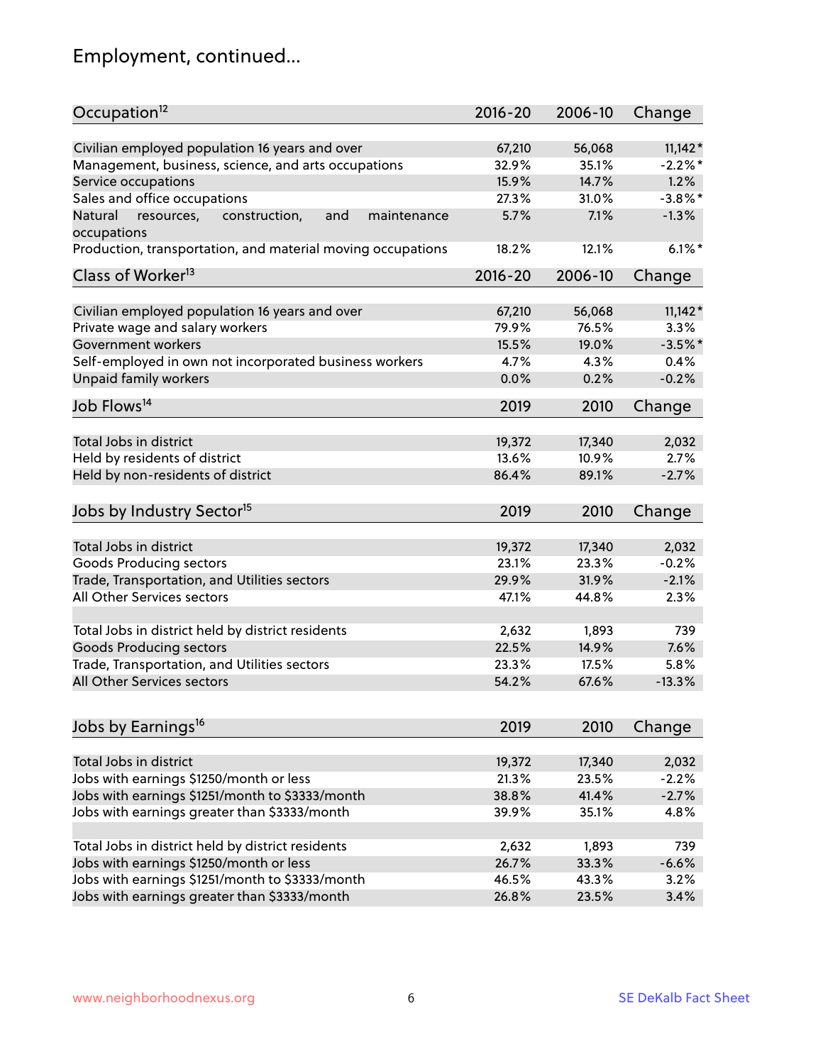## Employment, continued...

| Occupation[12] | 2016-20 | 2006-10 | Change |
|---|---|---|---|
| Civilian employed population 16 years and over | 67,210 | 56,068 | 11,142* |
| Management, business, science, and arts occupations | 32.9% | 35.1% | -2.2%* |
| Service occupations | 15.9% | 14.7% | 1.2% |
| Sales and office occupations | 27.3% | 31.0% | -3.8%* |
| Natural resources, construction, and maintenance occupations | 5.7% | 7.1% | -1.3% |
| Production, transportation, and material moving occupations | 18.2% | 12.1% | 6.1%* |

| Class of Worker[13] | 2016-20 | 2006-10 | Change |
|---|---|---|---|
| Civilian employed population 16 years and over | 67,210 | 56,068 | 11,142* |
| Private wage and salary workers | 79.9% | 76.5% | 3.3% |
| Government workers | 15.5% | 19.0% | -3.5%* |
| Self-employed in own not incorporated business workers | 4.7% | 4.3% | 0.4% |
| Unpaid family workers | 0.0% | 0.2% | -0.2% |

| Job Flows[14] | 2019 | 2010 | Change |
|---|---|---|---|
| Total Jobs in district | 19,372 | 17,340 | 2,032 |
| Held by residents of district | 13.6% | 10.9% | 2.7% |
| Held by non-residents of district | 86.4% | 89.1% | -2.7% |

| Jobs by Industry Sector[15] | 2019 | 2010 | Change |
|---|---|---|---|
| Total Jobs in district | 19,372 | 17,340 | 2,032 |
| Goods Producing sectors | 23.1% | 23.3% | -0.2% |
| Trade, Transportation, and Utilities sectors | 29.9% | 31.9% | -2.1% |
| All Other Services sectors | 47.1% | 44.8% | 2.3% |
| | | | |
| Total Jobs in district held by district residents | 2,632 | 1,893 | 739 |
| Goods Producing sectors | 22.5% | 14.9% | 7.6% |
| Trade, Transportation, and Utilities sectors | 23.3% | 17.5% | 5.8% |
| All Other Services sectors | 54.2% | 67.6% | -13.3% |

| Jobs by Earnings[16] | 2019 | 2010 | Change |
|---|---|---|---|
| Total Jobs in district | 19,372 | 17,340 | 2,032 |
| Jobs with earnings $1250/month or less | 21.3% | 23.5% | -2.2% |
| Jobs with earnings $1251/month to $3333/month | 38.8% | 41.4% | -2.7% |
| Jobs with earnings greater than $3333/month | 39.9% | 35.1% | 4.8% |
| | | | |
| Total Jobs in district held by district residents | 2,632 | 1,893 | 739 |
| Jobs with earnings $1250/month or less | 26.7% | 33.3% | -6.6% |
| Jobs with earnings $1251/month to $3333/month | 46.5% | 43.3% | 3.2% |
| Jobs with earnings greater than $3333/month | 26.8% | 23.5% | 3.4% |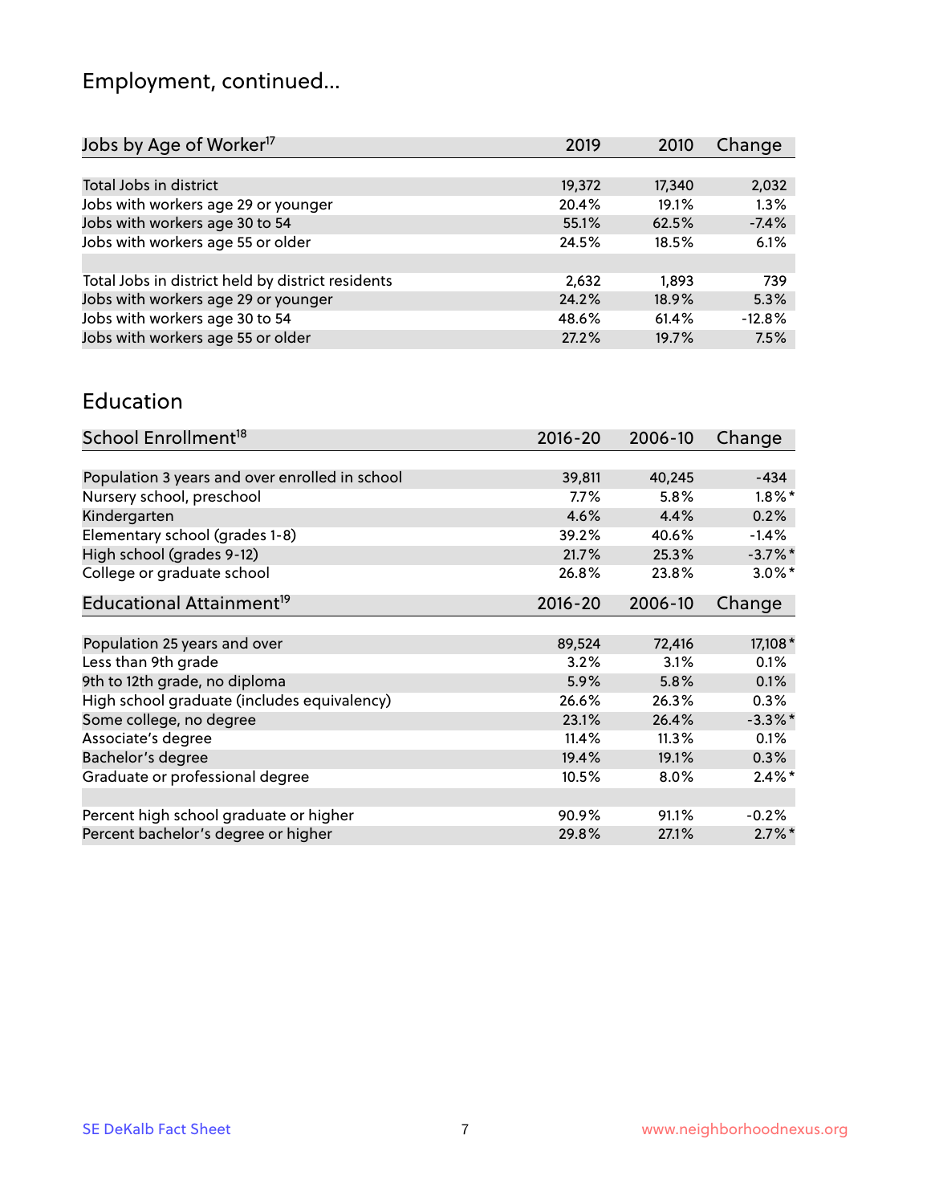# Employment, continued...

| Jobs by Age of Worker[17] | 2019 | 2010 | Change |
|---|---|---|---|
| Total Jobs in district | 19,372 | 17,340 | 2,032 |
| Jobs with workers age 29 or younger | 20.4% | 19.1% | 1.3% |
| Jobs with workers age 30 to 54 | 55.1% | 62.5% | -7.4% |
| Jobs with workers age 55 or older | 24.5% | 18.5% | 6.1% |
| | | | |
| Total Jobs in district held by district residents | 2,632 | 1,893 | 739 |
| Jobs with workers age 29 or younger | 24.2% | 18.9% | 5.3% |
| Jobs with workers age 30 to 54 | 48.6% | 61.4% | -12.8% |
| Jobs with workers age 55 or older | 27.2% | 19.7% | 7.5% |

## Education

| School Enrollment[18] | 2016-20 | 2006-10 | Change |
|---|---|---|---|
| Population 3 years and over enrolled in school | 39,811 | 40,245 | -434 |
| Nursery school, preschool | 7.7% | 5.8% | 1.8%* |
| Kindergarten | 4.6% | 4.4% | 0.2% |
| Elementary school (grades 1-8) | 39.2% | 40.6% | -1.4% |
| High school (grades 9-12) | 21.7% | 25.3% | -3.7%* |
| College or graduate school | 26.8% | 23.8% | 3.0%* |

| Educational Attainment[19] | 2016-20 | 2006-10 | Change |
|---|---|---|---|
| Population 25 years and over | 89,524 | 72,416 | 17,108* |
| Less than 9th grade | 3.2% | 3.1% | 0.1% |
| 9th to 12th grade, no diploma | 5.9% | 5.8% | 0.1% |
| High school graduate (includes equivalency) | 26.6% | 26.3% | 0.3% |
| Some college, no degree | 23.1% | 26.4% | -3.3%* |
| Associate's degree | 11.4% | 11.3% | 0.1% |
| Bachelor's degree | 19.4% | 19.1% | 0.3% |
| Graduate or professional degree | 10.5% | 8.0% | 2.4%* |
| | | | |
| Percent high school graduate or higher | 90.9% | 91.1% | -0.2% |
| Percent bachelor's degree or higher | 29.8% | 27.1% | 2.7%* |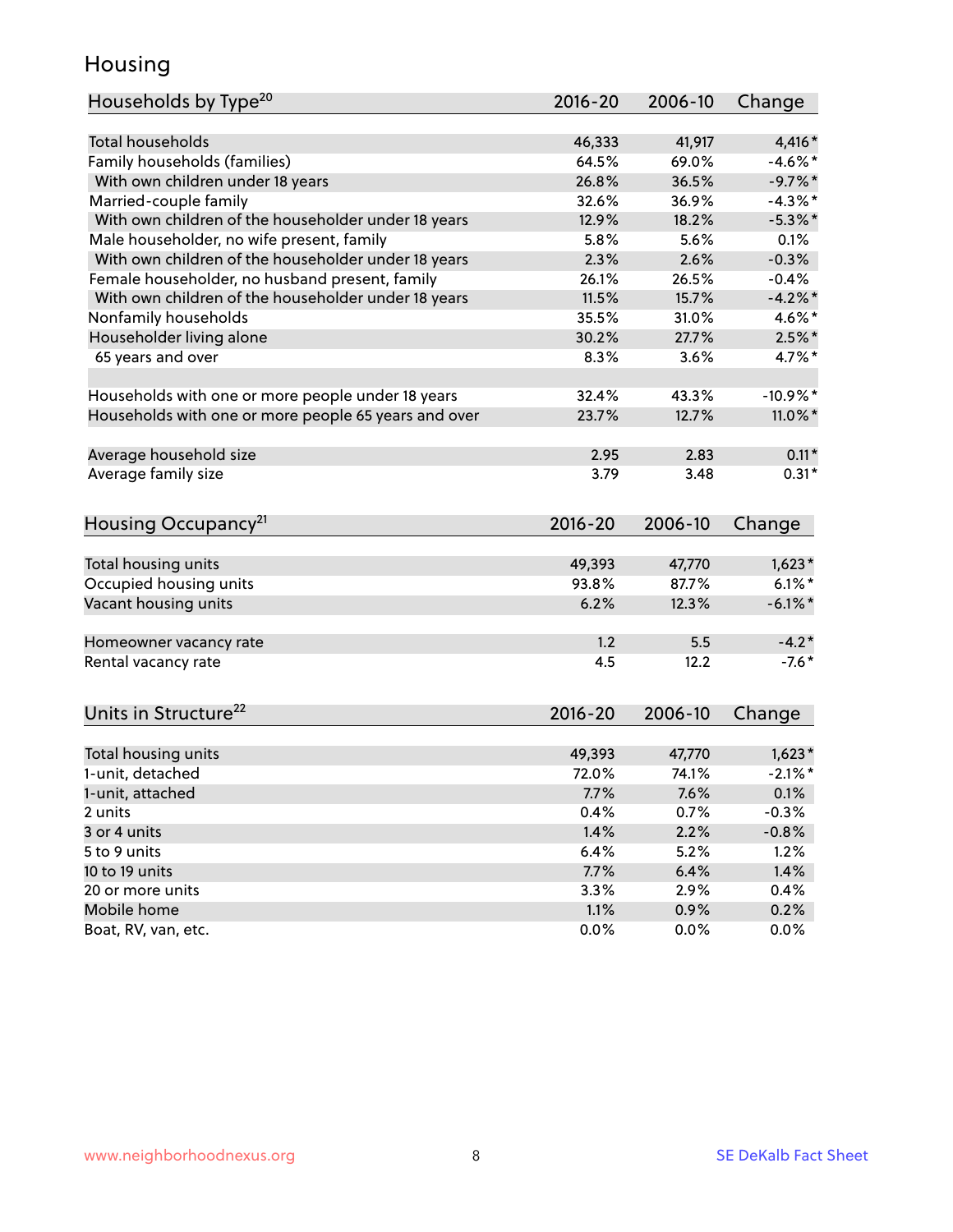# Housing

| Households by Type[20] | 2016-20 | 2006-10 | Change |
|---|---|---|---|
| Total households | 46,333 | 41,917 | 4,416* |
| Family households (families) | 64.5% | 69.0% | -4.6%* |
| With own children under 18 years | 26.8% | 36.5% | -9.7%* |
| Married-couple family | 32.6% | 36.9% | -4.3%* |
| With own children of the householder under 18 years | 12.9% | 18.2% | -5.3%* |
| Male householder, no wife present, family | 5.8% | 5.6% | 0.1% |
| With own children of the householder under 18 years | 2.3% | 2.6% | -0.3% |
| Female householder, no husband present, family | 26.1% | 26.5% | -0.4% |
| With own children of the householder under 18 years | 11.5% | 15.7% | -4.2%* |
| Nonfamily households | 35.5% | 31.0% | 4.6%* |
| Householder living alone | 30.2% | 27.7% | 2.5%* |
| 65 years and over | 8.3% | 3.6% | 4.7%* |
| | | | |
| Households with one or more people under 18 years | 32.4% | 43.3% | -10.9%* |
| Households with one or more people 65 years and over | 23.7% | 12.7% | 11.0%* |
| | | | |
| Average household size | 2.95 | 2.83 | 0.11* |
| Average family size | 3.79 | 3.48 | 0.31* |

| Housing Occupancy[21] | 2016-20 | 2006-10 | Change |
|---|---|---|---|
| Total housing units | 49,393 | 47,770 | 1,623* |
| Occupied housing units | 93.8% | 87.7% | 6.1%* |
| Vacant housing units | 6.2% | 12.3% | -6.1%* |
| | | | |
| Homeowner vacancy rate | 1.2 | 5.5 | -4.2* |
| Rental vacancy rate | 4.5 | 12.2 | -7.6* |

| Units in Structure[22] | 2016-20 | 2006-10 | Change |
|---|---|---|---|
| Total housing units | 49,393 | 47,770 | 1,623* |
| 1-unit, detached | 72.0% | 74.1% | -2.1%* |
| 1-unit, attached | 7.7% | 7.6% | 0.1% |
| 2 units | 0.4% | 0.7% | -0.3% |
| 3 or 4 units | 1.4% | 2.2% | -0.8% |
| 5 to 9 units | 6.4% | 5.2% | 1.2% |
| 10 to 19 units | 7.7% | 6.4% | 1.4% |
| 20 or more units | 3.3% | 2.9% | 0.4% |
| Mobile home | 1.1% | 0.9% | 0.2% |
| Boat, RV, van, etc. | 0.0% | 0.0% | 0.0% |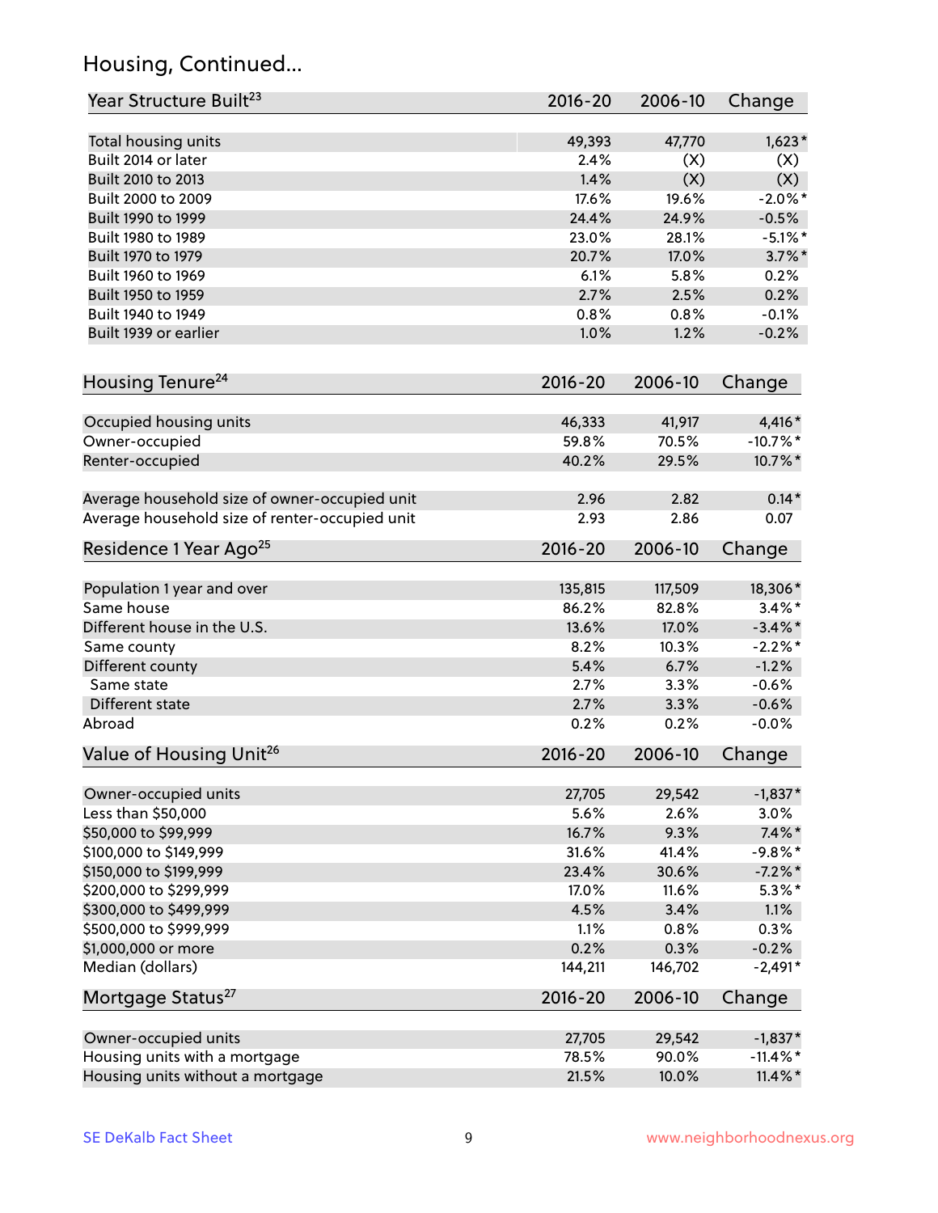## Housing, Continued...

| Year Structure Built[23] | 2016-20 | 2006-10 | Change |
|---|---|---|---|
| Total housing units | 49,393 | 47,770 | 1,623* |
| Built 2014 or later | 2.4% | (X) | (X) |
| Built 2010 to 2013 | 1.4% | (X) | (X) |
| Built 2000 to 2009 | 17.6% | 19.6% | -2.0%* |
| Built 1990 to 1999 | 24.4% | 24.9% | -0.5% |
| Built 1980 to 1989 | 23.0% | 28.1% | -5.1%* |
| Built 1970 to 1979 | 20.7% | 17.0% | 3.7%* |
| Built 1960 to 1969 | 6.1% | 5.8% | 0.2% |
| Built 1950 to 1959 | 2.7% | 2.5% | 0.2% |
| Built 1940 to 1949 | 0.8% | 0.8% | -0.1% |
| Built 1939 or earlier | 1.0% | 1.2% | -0.2% |

| Housing Tenure[24] | 2016-20 | 2006-10 | Change |
|---|---|---|---|
| Occupied housing units | 46,333 | 41,917 | 4,416* |
| Owner-occupied | 59.8% | 70.5% | -10.7%* |
| Renter-occupied | 40.2% | 29.5% | 10.7%* |
| Average household size of owner-occupied unit | 2.96 | 2.82 | 0.14* |
| Average household size of renter-occupied unit | 2.93 | 2.86 | 0.07 |

| Residence 1 Year Ago[25] | 2016-20 | 2006-10 | Change |
|---|---|---|---|
| Population 1 year and over | 135,815 | 117,509 | 18,306* |
| Same house | 86.2% | 82.8% | 3.4%* |
| Different house in the U.S. | 13.6% | 17.0% | -3.4%* |
| Same county | 8.2% | 10.3% | -2.2%* |
| Different county | 5.4% | 6.7% | -1.2% |
| Same state | 2.7% | 3.3% | -0.6% |
| Different state | 2.7% | 3.3% | -0.6% |
| Abroad | 0.2% | 0.2% | -0.0% |

| Value of Housing Unit[26] | 2016-20 | 2006-10 | Change |
|---|---|---|---|
| Owner-occupied units | 27,705 | 29,542 | -1,837* |
| Less than $50,000 | 5.6% | 2.6% | 3.0% |
| $50,000 to $99,999 | 16.7% | 9.3% | 7.4%* |
| $100,000 to $149,999 | 31.6% | 41.4% | -9.8%* |
| $150,000 to $199,999 | 23.4% | 30.6% | -7.2%* |
| $200,000 to $299,999 | 17.0% | 11.6% | 5.3%* |
| $300,000 to $499,999 | 4.5% | 3.4% | 1.1% |
| $500,000 to $999,999 | 1.1% | 0.8% | 0.3% |
| $1,000,000 or more | 0.2% | 0.3% | -0.2% |
| Median (dollars) | 144,211 | 146,702 | -2,491* |

| Mortgage Status[27] | 2016-20 | 2006-10 | Change |
|---|---|---|---|
| Owner-occupied units | 27,705 | 29,542 | -1,837* |
| Housing units with a mortgage | 78.5% | 90.0% | -11.4%* |
| Housing units without a mortgage | 21.5% | 10.0% | 11.4%* |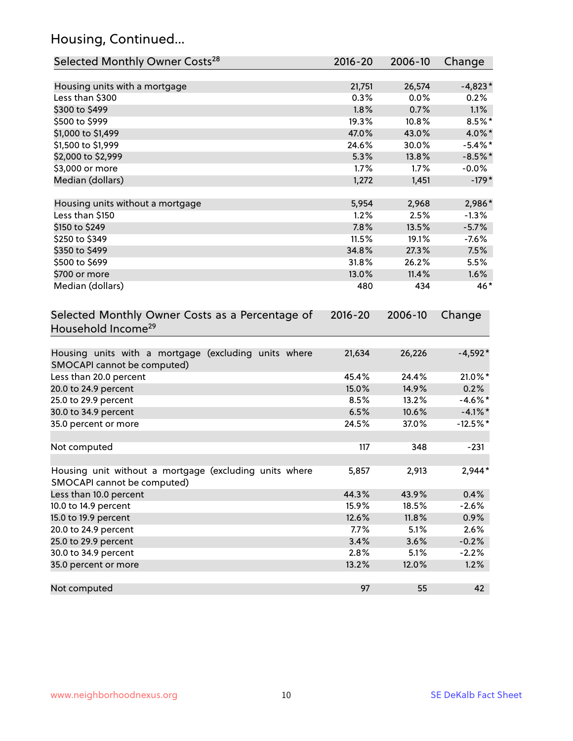## Housing, Continued...

| Selected Monthly Owner Costs[28] | 2016-20 | 2006-10 | Change |
|---|---|---|---|
| Housing units with a mortgage | 21,751 | 26,574 | -4,823* |
| Less than $300 | 0.3% | 0.0% | 0.2% |
| $300 to $499 | 1.8% | 0.7% | 1.1% |
| $500 to $999 | 19.3% | 10.8% | 8.5%* |
| $1,000 to $1,499 | 47.0% | 43.0% | 4.0%* |
| $1,500 to $1,999 | 24.6% | 30.0% | -5.4%* |
| $2,000 to $2,999 | 5.3% | 13.8% | -8.5%* |
| $3,000 or more | 1.7% | 1.7% | -0.0% |
| Median (dollars) | 1,272 | 1,451 | -179* |
| Housing units without a mortgage | 5,954 | 2,968 | 2,986* |
| Less than $150 | 1.2% | 2.5% | -1.3% |
| $150 to $249 | 7.8% | 13.5% | -5.7% |
| $250 to $349 | 11.5% | 19.1% | -7.6% |
| $350 to $499 | 34.8% | 27.3% | 7.5% |
| $500 to $699 | 31.8% | 26.2% | 5.5% |
| $700 or more | 13.0% | 11.4% | 1.6% |
| Median (dollars) | 480 | 434 | 46* |

| Selected Monthly Owner Costs as a Percentage of Household Income[29] | 2016-20 | 2006-10 | Change |
|---|---|---|---|
| Housing units with a mortgage (excluding units where SMOCAPI cannot be computed) | 21,634 | 26,226 | -4,592* |
| Less than 20.0 percent | 45.4% | 24.4% | 21.0%* |
| 20.0 to 24.9 percent | 15.0% | 14.9% | 0.2% |
| 25.0 to 29.9 percent | 8.5% | 13.2% | -4.6%* |
| 30.0 to 34.9 percent | 6.5% | 10.6% | -4.1%* |
| 35.0 percent or more | 24.5% | 37.0% | -12.5%* |
| Not computed | 117 | 348 | -231 |
| Housing unit without a mortgage (excluding units where SMOCAPI cannot be computed) | 5,857 | 2,913 | 2,944* |
| Less than 10.0 percent | 44.3% | 43.9% | 0.4% |
| 10.0 to 14.9 percent | 15.9% | 18.5% | -2.6% |
| 15.0 to 19.9 percent | 12.6% | 11.8% | 0.9% |
| 20.0 to 24.9 percent | 7.7% | 5.1% | 2.6% |
| 25.0 to 29.9 percent | 3.4% | 3.6% | -0.2% |
| 30.0 to 34.9 percent | 2.8% | 5.1% | -2.2% |
| 35.0 percent or more | 13.2% | 12.0% | 1.2% |
| Not computed | 97 | 55 | 42 |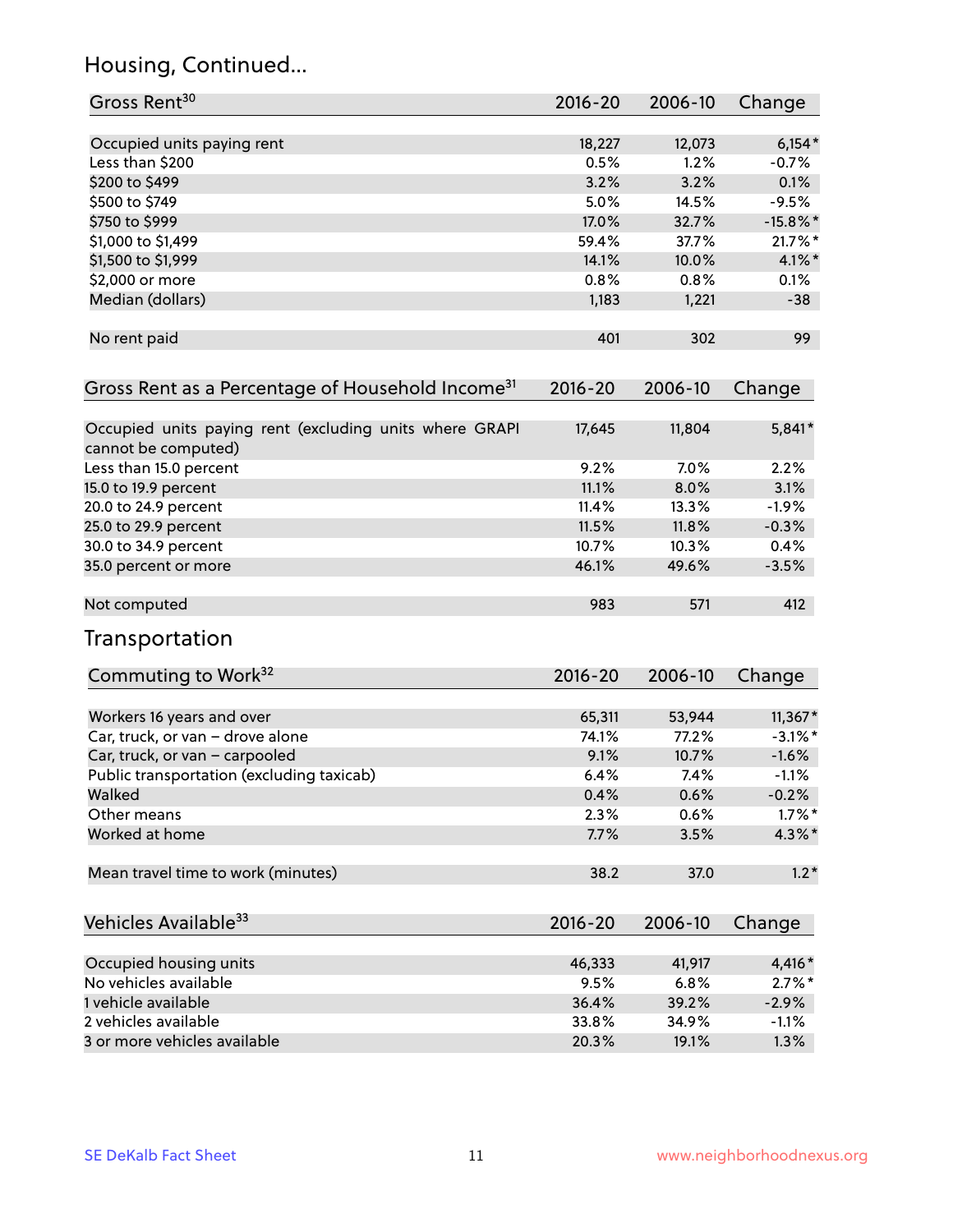## Housing, Continued...

| Gross Rent[30] | 2016-20 | 2006-10 | Change |
|---|---|---|---|
| Occupied units paying rent | 18,227 | 12,073 | 6,154* |
| Less than $200 | 0.5% | 1.2% | -0.7% |
| $200 to $499 | 3.2% | 3.2% | 0.1% |
| $500 to $749 | 5.0% | 14.5% | -9.5% |
| $750 to $999 | 17.0% | 32.7% | -15.8%* |
| $1,000 to $1,499 | 59.4% | 37.7% | 21.7%* |
| $1,500 to $1,999 | 14.1% | 10.0% | 4.1%* |
| $2,000 or more | 0.8% | 0.8% | 0.1% |
| Median (dollars) | 1,183 | 1,221 | -38 |
| No rent paid | 401 | 302 | 99 |

| Gross Rent as a Percentage of Household Income[31] | 2016-20 | 2006-10 | Change |
|---|---|---|---|
| Occupied units paying rent (excluding units where GRAPI cannot be computed) | 17,645 | 11,804 | 5,841* |
| Less than 15.0 percent | 9.2% | 7.0% | 2.2% |
| 15.0 to 19.9 percent | 11.1% | 8.0% | 3.1% |
| 20.0 to 24.9 percent | 11.4% | 13.3% | -1.9% |
| 25.0 to 29.9 percent | 11.5% | 11.8% | -0.3% |
| 30.0 to 34.9 percent | 10.7% | 10.3% | 0.4% |
| 35.0 percent or more | 46.1% | 49.6% | -3.5% |
| Not computed | 983 | 571 | 412 |

## Transportation

| Commuting to Work[32] | 2016-20 | 2006-10 | Change |
|---|---|---|---|
| Workers 16 years and over | 65,311 | 53,944 | 11,367* |
| Car, truck, or van – drove alone | 74.1% | 77.2% | -3.1%* |
| Car, truck, or van – carpooled | 9.1% | 10.7% | -1.6% |
| Public transportation (excluding taxicab) | 6.4% | 7.4% | -1.1% |
| Walked | 0.4% | 0.6% | -0.2% |
| Other means | 2.3% | 0.6% | 1.7%* |
| Worked at home | 7.7% | 3.5% | 4.3%* |
| Mean travel time to work (minutes) | 38.2 | 37.0 | 1.2* |

| Vehicles Available[33] | 2016-20 | 2006-10 | Change |
|---|---|---|---|
| Occupied housing units | 46,333 | 41,917 | 4,416* |
| No vehicles available | 9.5% | 6.8% | 2.7%* |
| 1 vehicle available | 36.4% | 39.2% | -2.9% |
| 2 vehicles available | 33.8% | 34.9% | -1.1% |
| 3 or more vehicles available | 20.3% | 19.1% | 1.3% |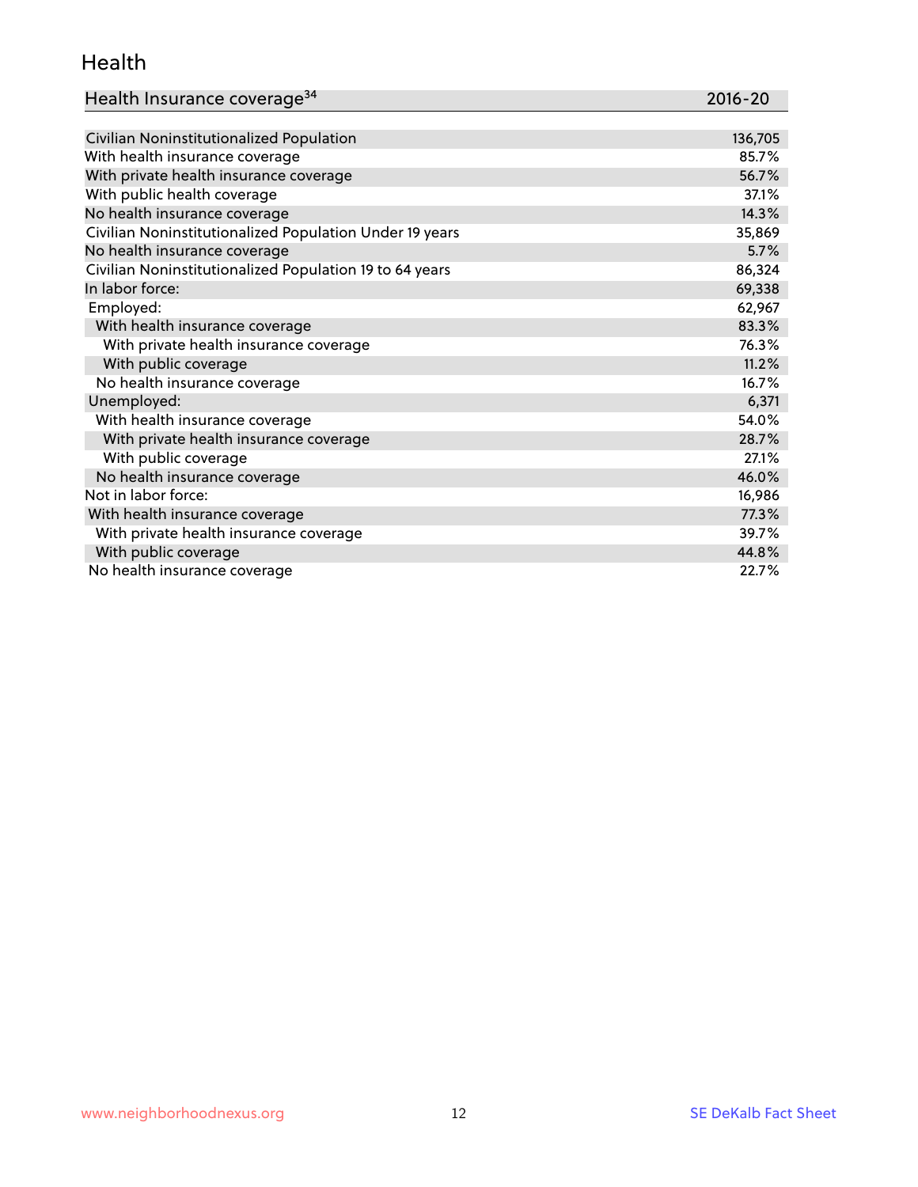## Health

| Health Insurance coverage[34] | 2016-20 |
|---|---|
| Civilian Noninstitutionalized Population | 136,705 |
| With health insurance coverage | 85.7% |
| With private health insurance coverage | 56.7% |
| With public health coverage | 37.1% |
| No health insurance coverage | 14.3% |
| Civilian Noninstitutionalized Population Under 19 years | 35,869 |
| No health insurance coverage | 5.7% |
| Civilian Noninstitutionalized Population 19 to 64 years | 86,324 |
| In labor force: | 69,338 |
| Employed: | 62,967 |
| With health insurance coverage | 83.3% |
| With private health insurance coverage | 76.3% |
| With public coverage | 11.2% |
| No health insurance coverage | 16.7% |
| Unemployed: | 6,371 |
| With health insurance coverage | 54.0% |
| With private health insurance coverage | 28.7% |
| With public coverage | 27.1% |
| No health insurance coverage | 46.0% |
| Not in labor force: | 16,986 |
| With health insurance coverage | 77.3% |
| With private health insurance coverage | 39.7% |
| With public coverage | 44.8% |
| No health insurance coverage | 22.7% |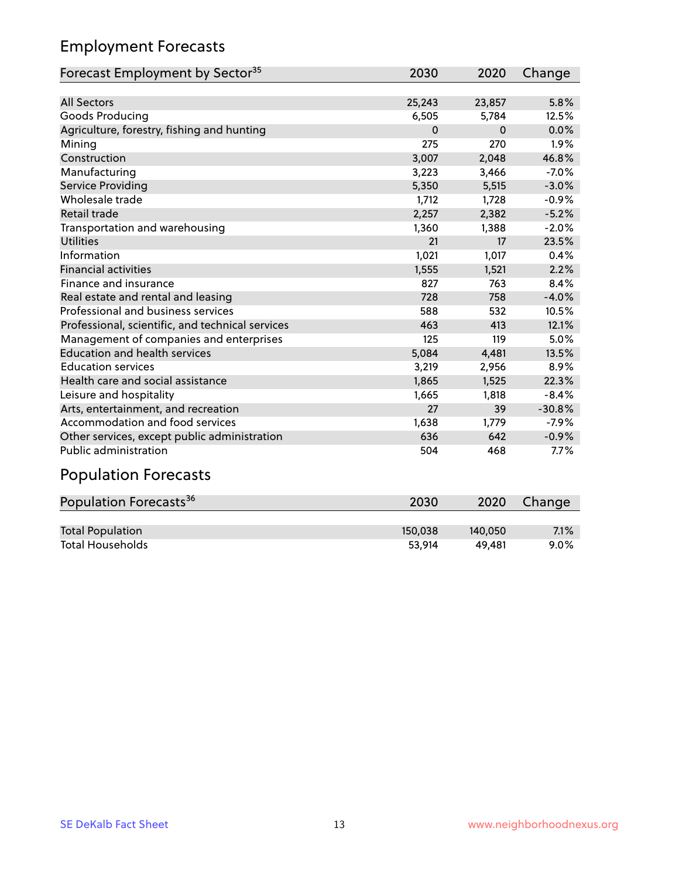## Employment Forecasts

| Forecast Employment by Sector[35] | 2030 | 2020 | Change |
|---|---|---|---|
| All Sectors | 25,243 | 23,857 | 5.8% |
| Goods Producing | 6,505 | 5,784 | 12.5% |
| Agriculture, forestry, fishing and hunting | 0 | 0 | 0.0% |
| Mining | 275 | 270 | 1.9% |
| Construction | 3,007 | 2,048 | 46.8% |
| Manufacturing | 3,223 | 3,466 | -7.0% |
| Service Providing | 5,350 | 5,515 | -3.0% |
| Wholesale trade | 1,712 | 1,728 | -0.9% |
| Retail trade | 2,257 | 2,382 | -5.2% |
| Transportation and warehousing | 1,360 | 1,388 | -2.0% |
| Utilities | 21 | 17 | 23.5% |
| Information | 1,021 | 1,017 | 0.4% |
| Financial activities | 1,555 | 1,521 | 2.2% |
| Finance and insurance | 827 | 763 | 8.4% |
| Real estate and rental and leasing | 728 | 758 | -4.0% |
| Professional and business services | 588 | 532 | 10.5% |
| Professional, scientific, and technical services | 463 | 413 | 12.1% |
| Management of companies and enterprises | 125 | 119 | 5.0% |
| Education and health services | 5,084 | 4,481 | 13.5% |
| Education services | 3,219 | 2,956 | 8.9% |
| Health care and social assistance | 1,865 | 1,525 | 22.3% |
| Leisure and hospitality | 1,665 | 1,818 | -8.4% |
| Arts, entertainment, and recreation | 27 | 39 | -30.8% |
| Accommodation and food services | 1,638 | 1,779 | -7.9% |
| Other services, except public administration | 636 | 642 | -0.9% |
| Public administration | 504 | 468 | 7.7% |

## Population Forecasts

| Population Forecasts[36] | 2030 | 2020 | Change |
|---|---|---|---|
| Total Population | 150,038 | 140,050 | 7.1% |
| Total Households | 53,914 | 49,481 | 9.0% |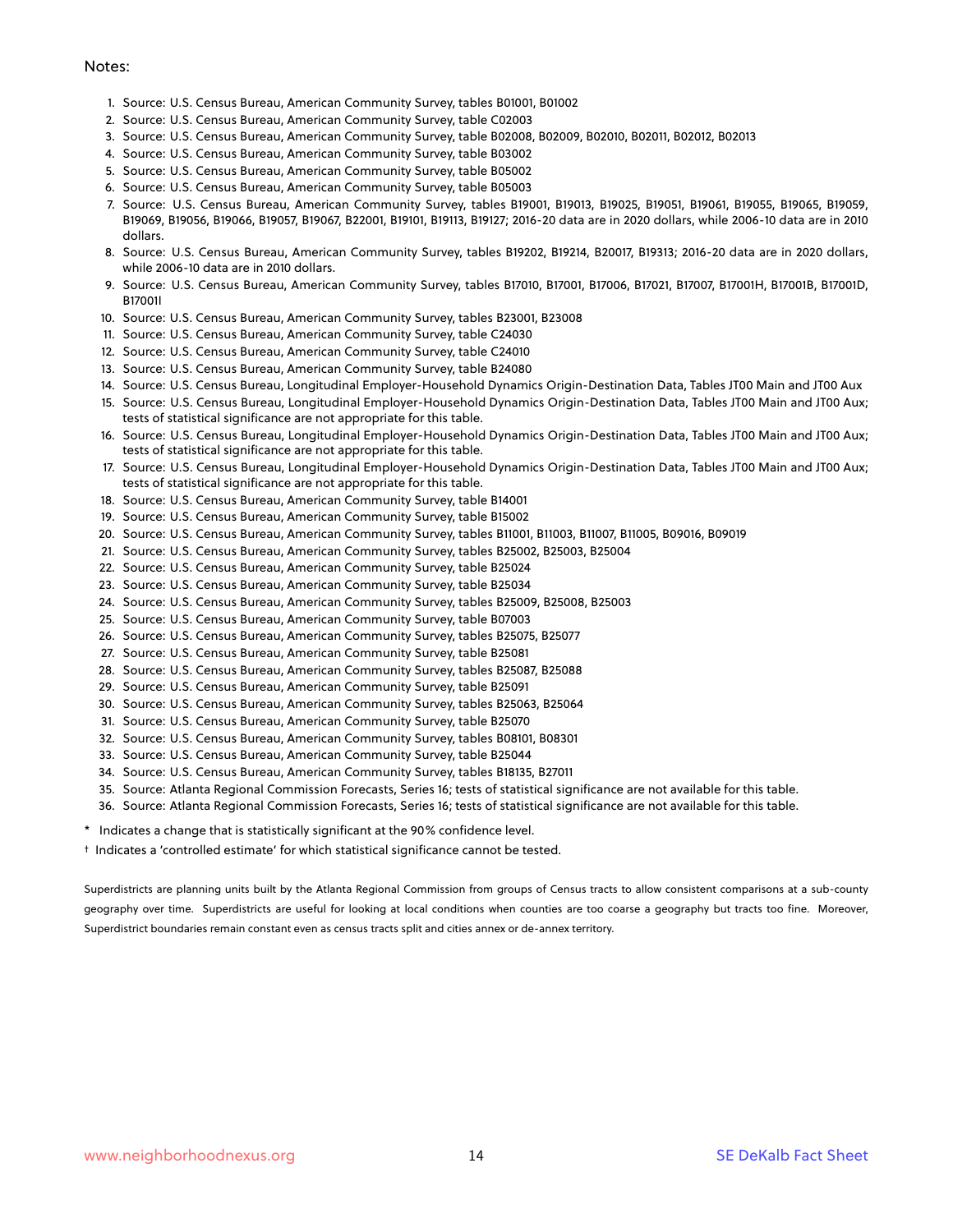Notes:

1. Source: U.S. Census Bureau, American Community Survey, tables B01001, B01002
2. Source: U.S. Census Bureau, American Community Survey, table C02003
3. Source: U.S. Census Bureau, American Community Survey, table B02008, B02009, B02010, B02011, B02012, B02013
4. Source: U.S. Census Bureau, American Community Survey, table B03002
5. Source: U.S. Census Bureau, American Community Survey, table B05002
6. Source: U.S. Census Bureau, American Community Survey, table B05003
7. Source: U.S. Census Bureau, American Community Survey, tables B19001, B19013, B19025, B19051, B19061, B19055, B19065, B19059, B19069, B19056, B19066, B19057, B19067, B22001, B19101, B19113, B19127; 2016-20 data are in 2020 dollars, while 2006-10 data are in 2010 dollars.
8. Source: U.S. Census Bureau, American Community Survey, tables B19202, B19214, B20017, B19313; 2016-20 data are in 2020 dollars, while 2006-10 data are in 2010 dollars.
9. Source: U.S. Census Bureau, American Community Survey, tables B17010, B17001, B17006, B17021, B17007, B17001H, B17001B, B17001D, B17001I
10. Source: U.S. Census Bureau, American Community Survey, tables B23001, B23008
11. Source: U.S. Census Bureau, American Community Survey, table C24030
12. Source: U.S. Census Bureau, American Community Survey, table C24010
13. Source: U.S. Census Bureau, American Community Survey, table B24080
14. Source: U.S. Census Bureau, Longitudinal Employer-Household Dynamics Origin-Destination Data, Tables JT00 Main and JT00 Aux
15. Source: U.S. Census Bureau, Longitudinal Employer-Household Dynamics Origin-Destination Data, Tables JT00 Main and JT00 Aux; tests of statistical significance are not appropriate for this table.
16. Source: U.S. Census Bureau, Longitudinal Employer-Household Dynamics Origin-Destination Data, Tables JT00 Main and JT00 Aux; tests of statistical significance are not appropriate for this table.
17. Source: U.S. Census Bureau, Longitudinal Employer-Household Dynamics Origin-Destination Data, Tables JT00 Main and JT00 Aux; tests of statistical significance are not appropriate for this table.
18. Source: U.S. Census Bureau, American Community Survey, table B14001
19. Source: U.S. Census Bureau, American Community Survey, table B15002
20. Source: U.S. Census Bureau, American Community Survey, tables B11001, B11003, B11007, B11005, B09016, B09019
21. Source: U.S. Census Bureau, American Community Survey, tables B25002, B25003, B25004
22. Source: U.S. Census Bureau, American Community Survey, table B25024
23. Source: U.S. Census Bureau, American Community Survey, table B25034
24. Source: U.S. Census Bureau, American Community Survey, tables B25009, B25008, B25003
25. Source: U.S. Census Bureau, American Community Survey, table B07003
26. Source: U.S. Census Bureau, American Community Survey, tables B25075, B25077
27. Source: U.S. Census Bureau, American Community Survey, table B25081
28. Source: U.S. Census Bureau, American Community Survey, tables B25087, B25088
29. Source: U.S. Census Bureau, American Community Survey, table B25091
30. Source: U.S. Census Bureau, American Community Survey, tables B25063, B25064
31. Source: U.S. Census Bureau, American Community Survey, table B25070
32. Source: U.S. Census Bureau, American Community Survey, tables B08101, B08301
33. Source: U.S. Census Bureau, American Community Survey, table B25044
34. Source: U.S. Census Bureau, American Community Survey, tables B18135, B27011
35. Source: Atlanta Regional Commission Forecasts, Series 16; tests of statistical significance are not available for this table.
36. Source: Atlanta Regional Commission Forecasts, Series 16; tests of statistical significance are not available for this table.

\* Indicates a change that is statistically significant at the 90% confidence level.

† Indicates a 'controlled estimate' for which statistical significance cannot be tested.

Superdistricts are planning units built by the Atlanta Regional Commission from groups of Census tracts to allow consistent comparisons at a sub-county geography over time. Superdistricts are useful for looking at local conditions when counties are too coarse a geography but tracts too fine. Moreover, Superdistrict boundaries remain constant even as census tracts split and cities annex or de-annex territory.